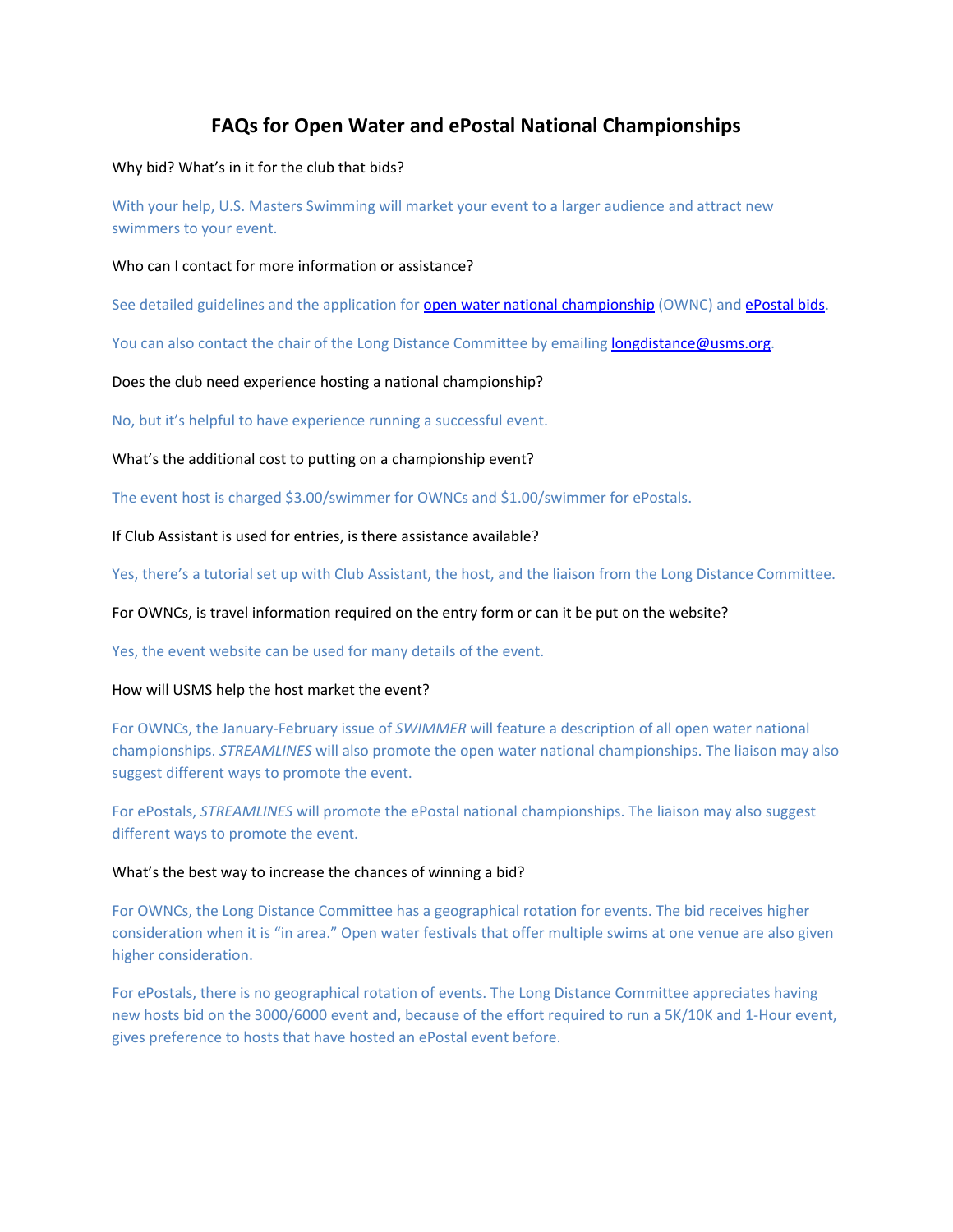# FAQs for Open Water and ePostal National Championships

Why bid? What's in it for the club that bids?

With your help, U.S. Masters Swimming will market your event to a larger audience and attract new swimmers to your event.

Who can I contact for more information or assistance?

See detailed guidelines and the application for [open water national championship]() (OWNC) and [ePostal bids]().

You can also contact the chair of the Long Distance Committee by emailing [longdistance@usms.org](mailto:longdistance@usms.org).

Does the club need experience hosting a national championship?

No, but it's helpful to have experience running a successful event.

What's the additional cost to putting on a championship event?

The event host is charged $3.00/swimmer for OWNCs and $1.00/swimmer for ePostals.

If Club Assistant is used for entries, is there assistance available?

Yes, there's a tutorial set up with Club Assistant, the host, and the liaison from the Long Distance Committee.

For OWNCs, is travel information required on the entry form or can it be put on the website?

Yes, the event website can be used for many details of the event.

How will USMS help the host market the event?

For OWNCs, the January-February issue of *SWIMMER* will feature a description of all open water national championships. *STREAMLINES* will also promote the open water national championships. The liaison may also suggest different ways to promote the event.

For ePostals, *STREAMLINES* will promote the ePostal national championships. The liaison may also suggest different ways to promote the event.

What's the best way to increase the chances of winning a bid?

For OWNCs, the Long Distance Committee has a geographical rotation for events. The bid receives higher consideration when it is "in area." Open water festivals that offer multiple swims at one venue are also given higher consideration.

For ePostals, there is no geographical rotation of events. The Long Distance Committee appreciates having new hosts bid on the 3000/6000 event and, because of the effort required to run a 5K/10K and 1-Hour event, gives preference to hosts that have hosted an ePostal event before.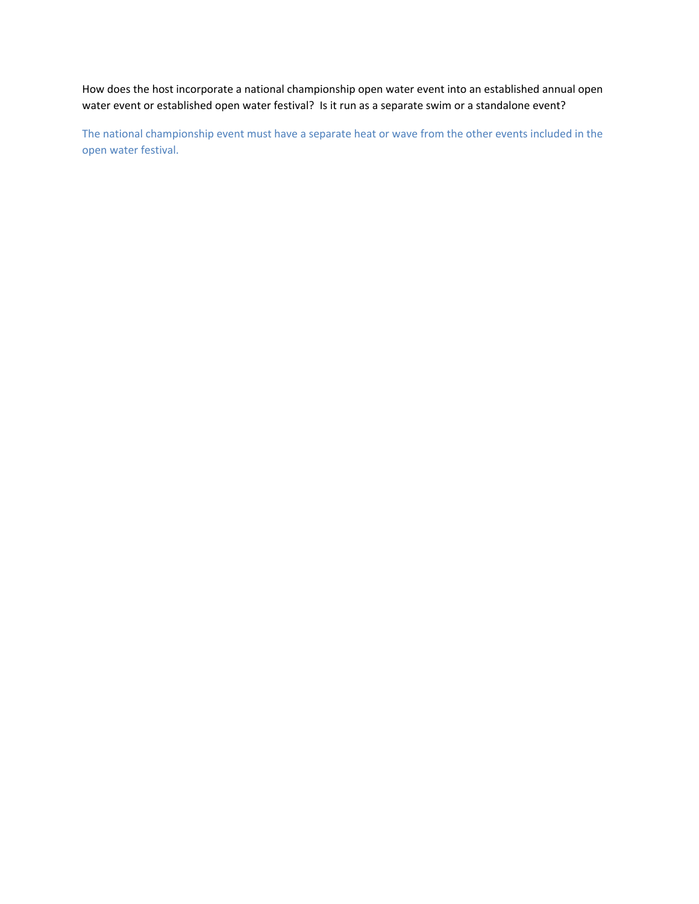How does the host incorporate a national championship open water event into an established annual open water event or established open water festival? Is it run as a separate swim or a standalone event?

The national championship event must have a separate heat or wave from the other events included in the open water festival.